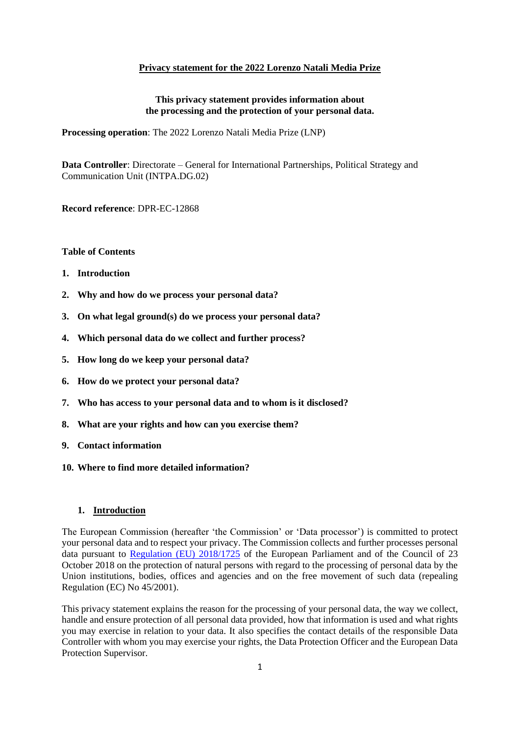# Privacy statement for the 2022 Lorenzo Natali Media Prize

**This privacy statement provides information about the processing and the protection of your personal data.**

**Processing operation**: The 2022 Lorenzo Natali Media Prize (LNP)

**Data Controller**: Directorate – General for International Partnerships, Political Strategy and Communication Unit (INTPA.DG.02)

**Record reference**: DPR-EC-12868

**Table of Contents**

1. **Introduction**
2. **Why and how do we process your personal data?**
3. **On what legal ground(s) do we process your personal data?**
4. **Which personal data do we collect and further process?**
5. **How long do we keep your personal data?**
6. **How do we protect your personal data?**
7. **Who has access to your personal data and to whom is it disclosed?**
8. **What are your rights and how can you exercise them?**
9. **Contact information**
10. **Where to find more detailed information?**

## 1. Introduction

The European Commission (hereafter 'the Commission' or 'Data processor') is committed to protect your personal data and to respect your privacy. The Commission collects and further processes personal data pursuant to [Regulation (EU) 2018/1725](https://eur-lex.europa.eu/legal-content/EN/TXT/?uri=CELEX:32018R1725) of the European Parliament and of the Council of 23 October 2018 on the protection of natural persons with regard to the processing of personal data by the Union institutions, bodies, offices and agencies and on the free movement of such data (repealing Regulation (EC) No 45/2001).

This privacy statement explains the reason for the processing of your personal data, the way we collect, handle and ensure protection of all personal data provided, how that information is used and what rights you may exercise in relation to your data. It also specifies the contact details of the responsible Data Controller with whom you may exercise your rights, the Data Protection Officer and the European Data Protection Supervisor.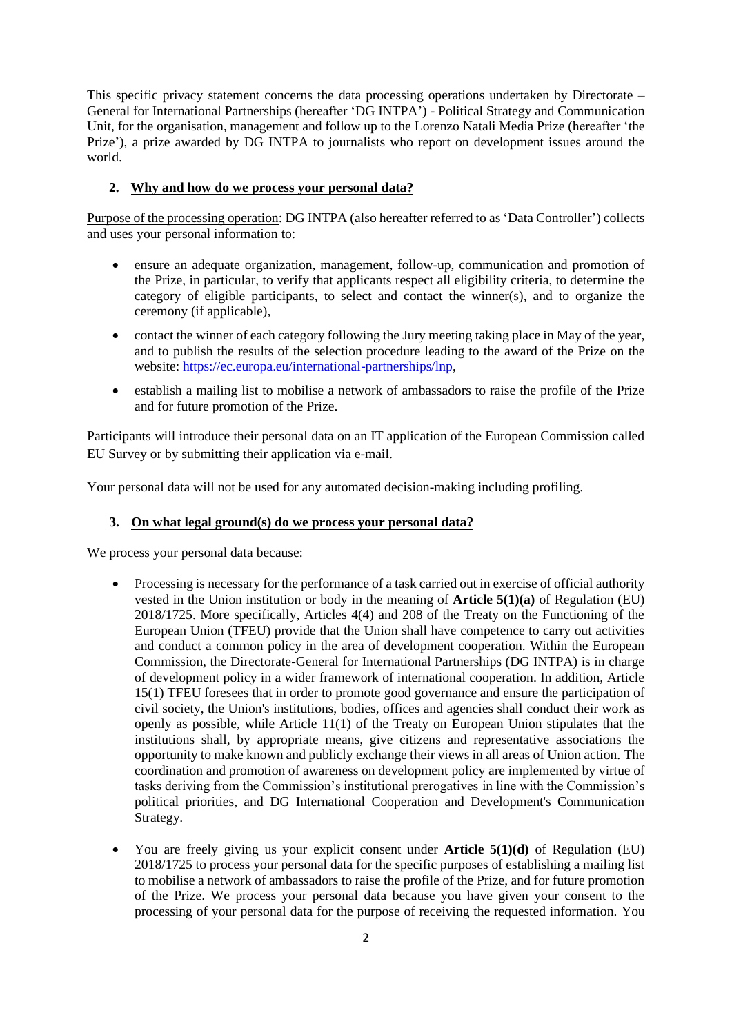This specific privacy statement concerns the data processing operations undertaken by Directorate – General for International Partnerships (hereafter 'DG INTPA') - Political Strategy and Communication Unit, for the organisation, management and follow up to the Lorenzo Natali Media Prize (hereafter 'the Prize'), a prize awarded by DG INTPA to journalists who report on development issues around the world.

## 2. Why and how do we process your personal data?

Purpose of the processing operation: DG INTPA (also hereafter referred to as 'Data Controller') collects and uses your personal information to:

- ensure an adequate organization, management, follow-up, communication and promotion of the Prize, in particular, to verify that applicants respect all eligibility criteria, to determine the category of eligible participants, to select and contact the winner(s), and to organize the ceremony (if applicable),
- contact the winner of each category following the Jury meeting taking place in May of the year, and to publish the results of the selection procedure leading to the award of the Prize on the website: https://ec.europa.eu/international-partnerships/lnp,
- establish a mailing list to mobilise a network of ambassadors to raise the profile of the Prize and for future promotion of the Prize.

Participants will introduce their personal data on an IT application of the European Commission called EU Survey or by submitting their application via e-mail.

Your personal data will not be used for any automated decision-making including profiling.

## 3. On what legal ground(s) do we process your personal data?

We process your personal data because:

- Processing is necessary for the performance of a task carried out in exercise of official authority vested in the Union institution or body in the meaning of **Article 5(1)(a)** of Regulation (EU) 2018/1725. More specifically, Articles 4(4) and 208 of the Treaty on the Functioning of the European Union (TFEU) provide that the Union shall have competence to carry out activities and conduct a common policy in the area of development cooperation. Within the European Commission, the Directorate-General for International Partnerships (DG INTPA) is in charge of development policy in a wider framework of international cooperation. In addition, Article 15(1) TFEU foresees that in order to promote good governance and ensure the participation of civil society, the Union's institutions, bodies, offices and agencies shall conduct their work as openly as possible, while Article 11(1) of the Treaty on European Union stipulates that the institutions shall, by appropriate means, give citizens and representative associations the opportunity to make known and publicly exchange their views in all areas of Union action. The coordination and promotion of awareness on development policy are implemented by virtue of tasks deriving from the Commission's institutional prerogatives in line with the Commission's political priorities, and DG International Cooperation and Development's Communication Strategy.
- You are freely giving us your explicit consent under **Article 5(1)(d)** of Regulation (EU) 2018/1725 to process your personal data for the specific purposes of establishing a mailing list to mobilise a network of ambassadors to raise the profile of the Prize, and for future promotion of the Prize. We process your personal data because you have given your consent to the processing of your personal data for the purpose of receiving the requested information. You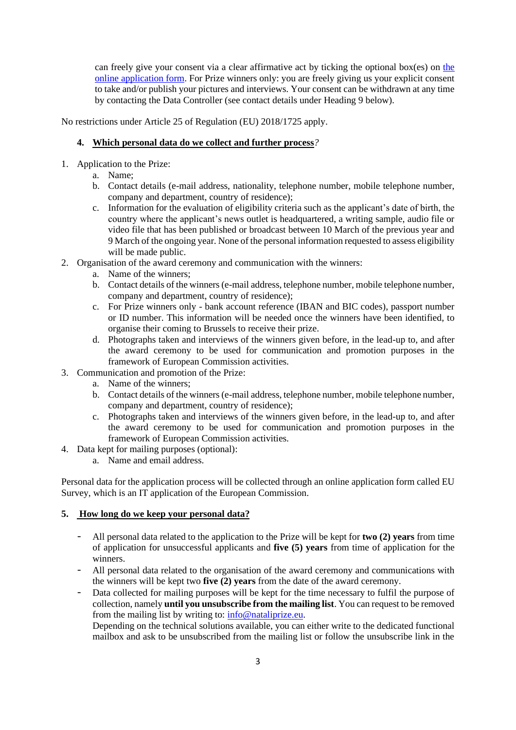can freely give your consent via a clear affirmative act by ticking the optional box(es) on [the online application form](). For Prize winners only: you are freely giving us your explicit consent to take and/or publish your pictures and interviews. Your consent can be withdrawn at any time by contacting the Data Controller (see contact details under Heading 9 below).

No restrictions under Article 25 of Regulation (EU) 2018/1725 apply.

## 4. Which personal data do we collect and further process?

1. Application to the Prize:
   a. Name;
   b. Contact details (e-mail address, nationality, telephone number, mobile telephone number, company and department, country of residence);
   c. Information for the evaluation of eligibility criteria such as the applicant's date of birth, the country where the applicant's news outlet is headquartered, a writing sample, audio file or video file that has been published or broadcast between 10 March of the previous year and 9 March of the ongoing year. None of the personal information requested to assess eligibility will be made public.
2. Organisation of the award ceremony and communication with the winners:
   a. Name of the winners;
   b. Contact details of the winners (e-mail address, telephone number, mobile telephone number, company and department, country of residence);
   c. For Prize winners only - bank account reference (IBAN and BIC codes), passport number or ID number. This information will be needed once the winners have been identified, to organise their coming to Brussels to receive their prize.
   d. Photographs taken and interviews of the winners given before, in the lead-up to, and after the award ceremony to be used for communication and promotion purposes in the framework of European Commission activities.
3. Communication and promotion of the Prize:
   a. Name of the winners;
   b. Contact details of the winners (e-mail address, telephone number, mobile telephone number, company and department, country of residence);
   c. Photographs taken and interviews of the winners given before, in the lead-up to, and after the award ceremony to be used for communication and promotion purposes in the framework of European Commission activities.
4. Data kept for mailing purposes (optional):
   a. Name and email address.

Personal data for the application process will be collected through an online application form called EU Survey, which is an IT application of the European Commission.

## 5. How long do we keep your personal data?

- All personal data related to the application to the Prize will be kept for **two (2) years** from time of application for unsuccessful applicants and **five (5) years** from time of application for the winners.
- All personal data related to the organisation of the award ceremony and communications with the winners will be kept two **five (2) years** from the date of the award ceremony.
- Data collected for mailing purposes will be kept for the time necessary to fulfil the purpose of collection, namely **until you unsubscribe from the mailing list**. You can request to be removed from the mailing list by writing to: [info@nataliprize.eu](mailto:info@nataliprize.eu).
  Depending on the technical solutions available, you can either write to the dedicated functional mailbox and ask to be unsubscribed from the mailing list or follow the unsubscribe link in the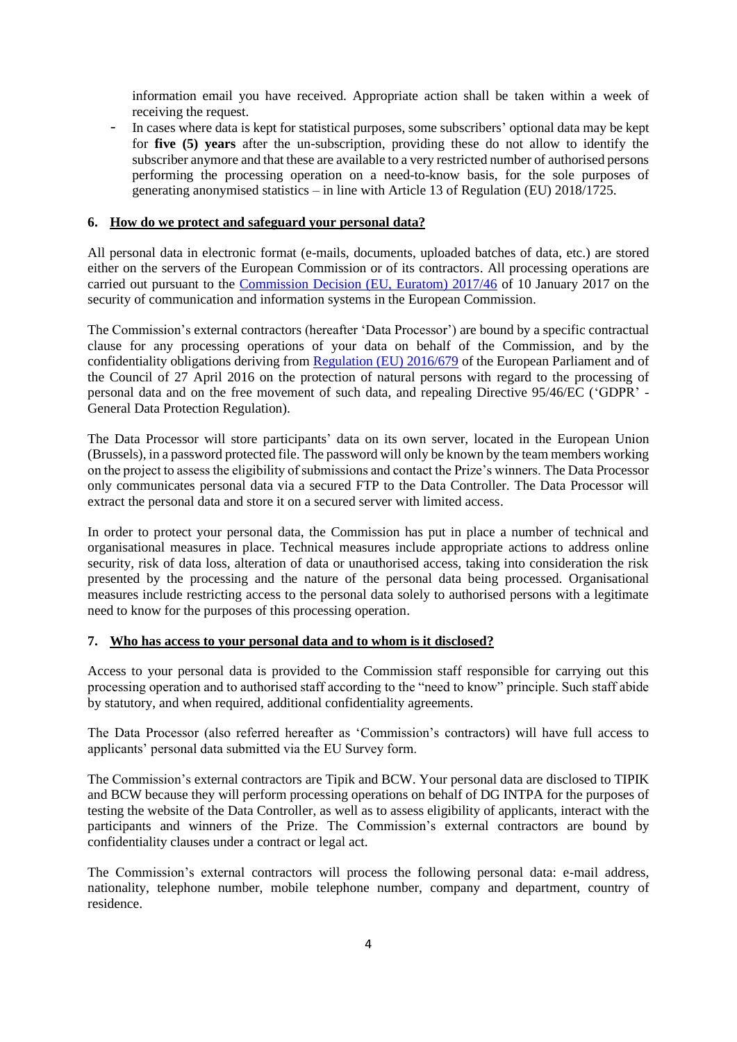information email you have received. Appropriate action shall be taken within a week of receiving the request.

- In cases where data is kept for statistical purposes, some subscribers' optional data may be kept for **five (5) years** after the un-subscription, providing these do not allow to identify the subscriber anymore and that these are available to a very restricted number of authorised persons performing the processing operation on a need-to-know basis, for the sole purposes of generating anonymised statistics – in line with Article 13 of Regulation (EU) 2018/1725.

## 6. How do we protect and safeguard your personal data?

All personal data in electronic format (e-mails, documents, uploaded batches of data, etc.) are stored either on the servers of the European Commission or of its contractors. All processing operations are carried out pursuant to the [Commission Decision (EU, Euratom) 2017/46](#) of 10 January 2017 on the security of communication and information systems in the European Commission.

The Commission's external contractors (hereafter 'Data Processor') are bound by a specific contractual clause for any processing operations of your data on behalf of the Commission, and by the confidentiality obligations deriving from [Regulation (EU) 2016/679](#) of the European Parliament and of the Council of 27 April 2016 on the protection of natural persons with regard to the processing of personal data and on the free movement of such data, and repealing Directive 95/46/EC ('GDPR' - General Data Protection Regulation).

The Data Processor will store participants' data on its own server, located in the European Union (Brussels), in a password protected file. The password will only be known by the team members working on the project to assess the eligibility of submissions and contact the Prize's winners. The Data Processor only communicates personal data via a secured FTP to the Data Controller. The Data Processor will extract the personal data and store it on a secured server with limited access.

In order to protect your personal data, the Commission has put in place a number of technical and organisational measures in place. Technical measures include appropriate actions to address online security, risk of data loss, alteration of data or unauthorised access, taking into consideration the risk presented by the processing and the nature of the personal data being processed. Organisational measures include restricting access to the personal data solely to authorised persons with a legitimate need to know for the purposes of this processing operation.

## 7. Who has access to your personal data and to whom is it disclosed?

Access to your personal data is provided to the Commission staff responsible for carrying out this processing operation and to authorised staff according to the "need to know" principle. Such staff abide by statutory, and when required, additional confidentiality agreements.

The Data Processor (also referred hereafter as 'Commission's contractors) will have full access to applicants' personal data submitted via the EU Survey form.

The Commission's external contractors are Tipik and BCW. Your personal data are disclosed to TIPIK and BCW because they will perform processing operations on behalf of DG INTPA for the purposes of testing the website of the Data Controller, as well as to assess eligibility of applicants, interact with the participants and winners of the Prize. The Commission's external contractors are bound by confidentiality clauses under a contract or legal act.

The Commission's external contractors will process the following personal data: e-mail address, nationality, telephone number, mobile telephone number, company and department, country of residence.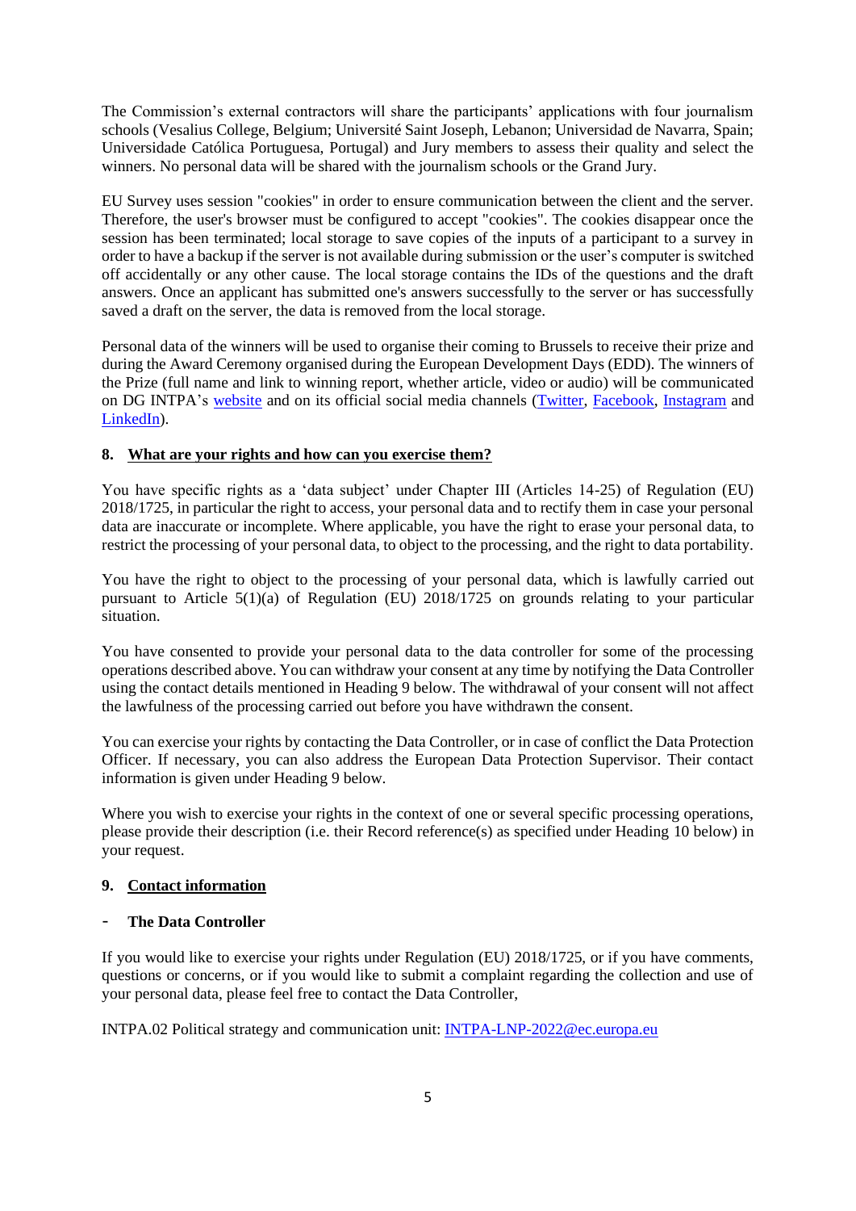The Commission's external contractors will share the participants' applications with four journalism schools (Vesalius College, Belgium; Université Saint Joseph, Lebanon; Universidad de Navarra, Spain; Universidade Católica Portuguesa, Portugal) and Jury members to assess their quality and select the winners. No personal data will be shared with the journalism schools or the Grand Jury.

EU Survey uses session "cookies" in order to ensure communication between the client and the server. Therefore, the user's browser must be configured to accept "cookies". The cookies disappear once the session has been terminated; local storage to save copies of the inputs of a participant to a survey in order to have a backup if the server is not available during submission or the user's computer is switched off accidentally or any other cause. The local storage contains the IDs of the questions and the draft answers. Once an applicant has submitted one's answers successfully to the server or has successfully saved a draft on the server, the data is removed from the local storage.

Personal data of the winners will be used to organise their coming to Brussels to receive their prize and during the Award Ceremony organised during the European Development Days (EDD). The winners of the Prize (full name and link to winning report, whether article, video or audio) will be communicated on DG INTPA's website and on its official social media channels (Twitter, Facebook, Instagram and LinkedIn).

## 8. What are your rights and how can you exercise them?

You have specific rights as a 'data subject' under Chapter III (Articles 14-25) of Regulation (EU) 2018/1725, in particular the right to access, your personal data and to rectify them in case your personal data are inaccurate or incomplete. Where applicable, you have the right to erase your personal data, to restrict the processing of your personal data, to object to the processing, and the right to data portability.

You have the right to object to the processing of your personal data, which is lawfully carried out pursuant to Article 5(1)(a) of Regulation (EU) 2018/1725 on grounds relating to your particular situation.

You have consented to provide your personal data to the data controller for some of the processing operations described above. You can withdraw your consent at any time by notifying the Data Controller using the contact details mentioned in Heading 9 below. The withdrawal of your consent will not affect the lawfulness of the processing carried out before you have withdrawn the consent.

You can exercise your rights by contacting the Data Controller, or in case of conflict the Data Protection Officer. If necessary, you can also address the European Data Protection Supervisor. Their contact information is given under Heading 9 below.

Where you wish to exercise your rights in the context of one or several specific processing operations, please provide their description (i.e. their Record reference(s) as specified under Heading 10 below) in your request.

## 9. Contact information

- **The Data Controller**

If you would like to exercise your rights under Regulation (EU) 2018/1725, or if you have comments, questions or concerns, or if you would like to submit a complaint regarding the collection and use of your personal data, please feel free to contact the Data Controller,

INTPA.02 Political strategy and communication unit: INTPA-LNP-2022@ec.europa.eu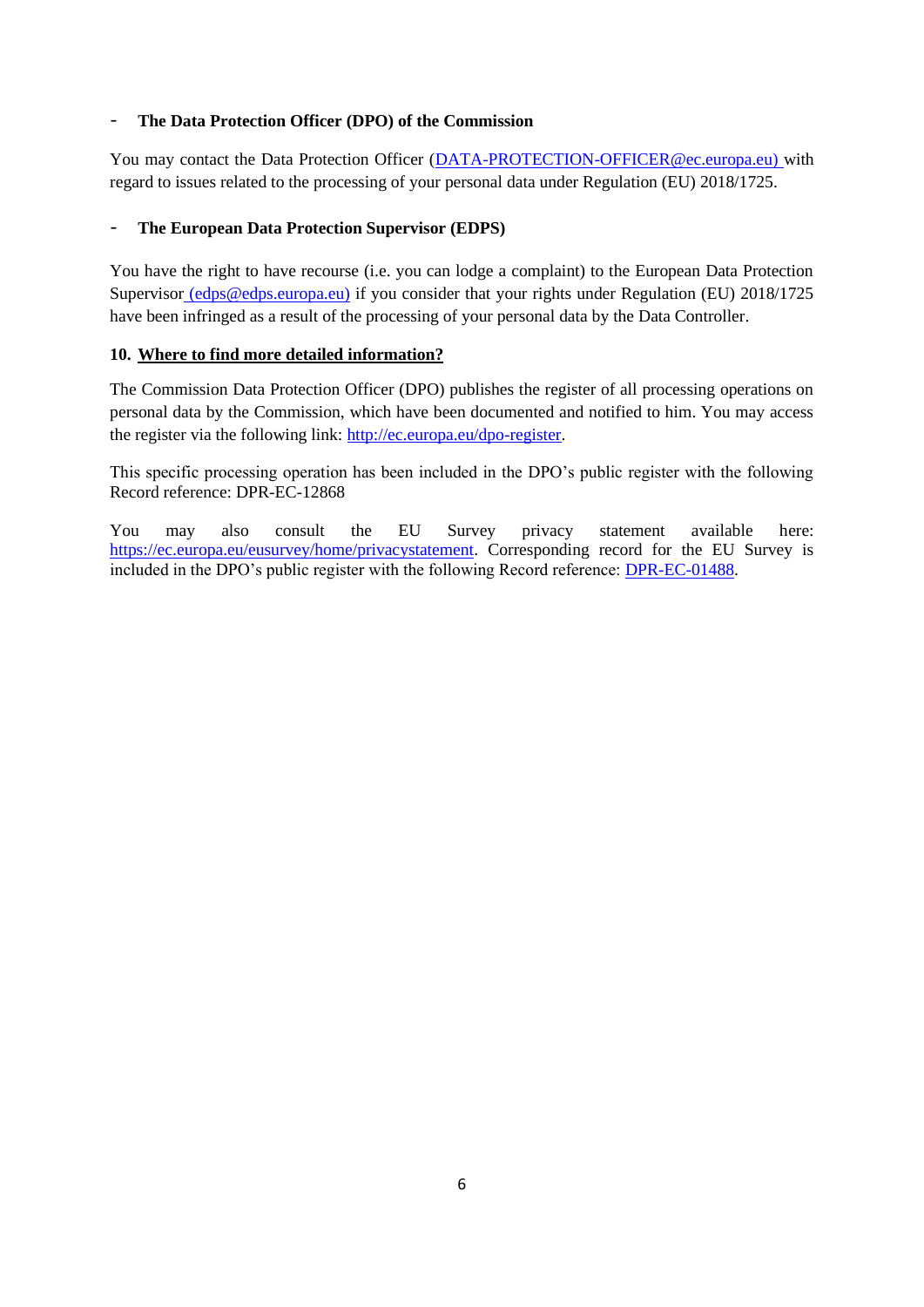- **The Data Protection Officer (DPO) of the Commission**

You may contact the Data Protection Officer (DATA-PROTECTION-OFFICER@ec.europa.eu) with regard to issues related to the processing of your personal data under Regulation (EU) 2018/1725.

- **The European Data Protection Supervisor (EDPS)**

You have the right to have recourse (i.e. you can lodge a complaint) to the European Data Protection Supervisor (edps@edps.europa.eu) if you consider that your rights under Regulation (EU) 2018/1725 have been infringed as a result of the processing of your personal data by the Data Controller.

## 10. Where to find more detailed information?

The Commission Data Protection Officer (DPO) publishes the register of all processing operations on personal data by the Commission, which have been documented and notified to him. You may access the register via the following link: http://ec.europa.eu/dpo-register.

This specific processing operation has been included in the DPO's public register with the following Record reference: DPR-EC-12868

You may also consult the EU Survey privacy statement available here: https://ec.europa.eu/eusurvey/home/privacystatement. Corresponding record for the EU Survey is included in the DPO's public register with the following Record reference: DPR-EC-01488.